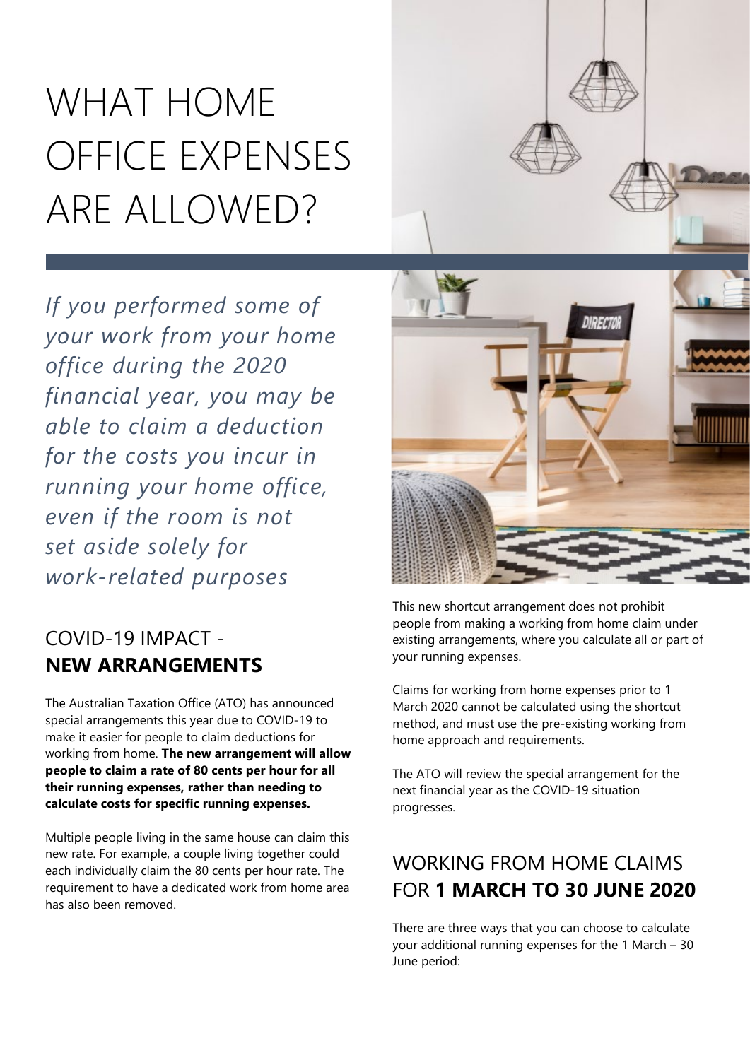# WHAT HOME OFFICE EXPENSES ARE ALLOWED?

*If you performed some of your work from your home office during the 2020 financial year, you may be able to claim a deduction for the costs you incur in running your home office, even if the room is not set aside solely for work-related purposes*

## COVID-19 IMPACT - **NEW ARRANGEMENTS**

The Australian Taxation Office (ATO) has announced special arrangements this year due to COVID-19 to make it easier for people to claim deductions for working from home. **The new arrangement will allow people to claim a rate of 80 cents per hour for all their running expenses, rather than needing to calculate costs for specific running expenses.**

Multiple people living in the same house can claim this new rate. For example, a couple living together could each individually claim the 80 cents per hour rate. The requirement to have a dedicated work from home area has also been removed.

This new shortcut arrangement does not prohibit people from making a working from home claim under existing arrangements, where you calculate all or part of your running expenses.

Claims for working from home expenses prior to 1 March 2020 cannot be calculated using the shortcut method, and must use the pre-existing working from home approach and requirements.

The ATO will review the special arrangement for the next financial year as the COVID-19 situation progresses.

## WORKING FROM HOME CLAIMS FOR **1 MARCH TO 30 JUNE 2020**

There are three ways that you can choose to calculate your additional running expenses for the 1 March – 30 June period: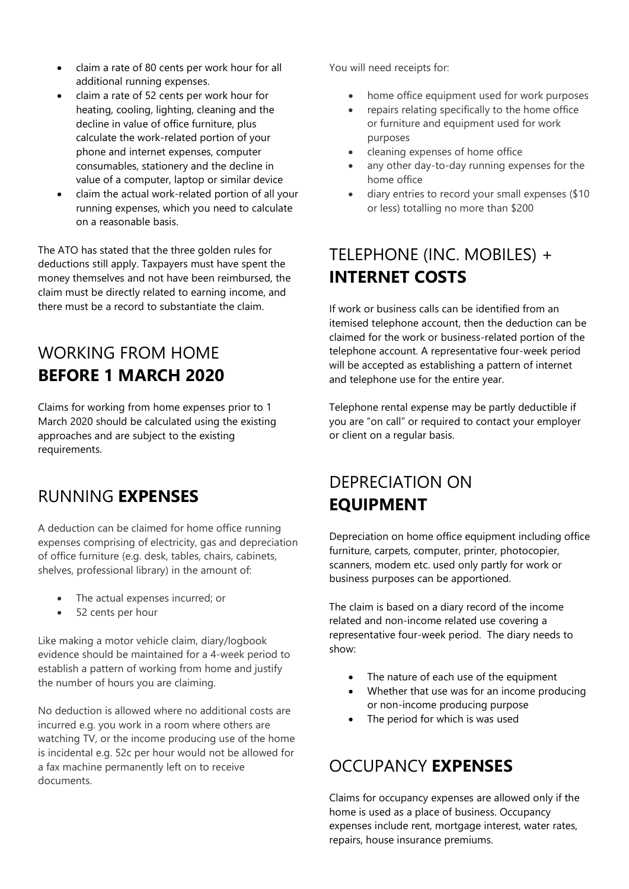- claim a rate of 80 cents per work hour for all additional running expenses.
- claim a rate of 52 cents per work hour for heating, cooling, lighting, cleaning and the decline in value of office furniture, plus calculate the work-related portion of your phone and internet expenses, computer consumables, stationery and the decline in value of a computer, laptop or similar device
- claim the actual work-related portion of all your running expenses, which you need to calculate on a reasonable basis.

The ATO has stated that the three golden rules for deductions still apply. Taxpayers must have spent the money themselves and not have been reimbursed, the claim must be directly related to earning income, and there must be a record to substantiate the claim.

## WORKING FROM HOME **BEFORE 1 MARCH 2020**

Claims for working from home expenses prior to 1 March 2020 should be calculated using the existing approaches and are subject to the existing requirements.

## RUNNING **EXPENSES**

A deduction can be claimed for home office running expenses comprising of electricity, gas and depreciation of office furniture (e.g. desk, tables, chairs, cabinets, shelves, professional library) in the amount of:

- The actual expenses incurred; or
- 52 cents per hour

Like making a motor vehicle claim, diary/logbook evidence should be maintained for a 4-week period to establish a pattern of working from home and justify the number of hours you are claiming.

No deduction is allowed where no additional costs are incurred e.g. you work in a room where others are watching TV, or the income producing use of the home is incidental e.g. 52c per hour would not be allowed for a fax machine permanently left on to receive documents.

You will need receipts for:

- home office equipment used for work purposes
- repairs relating specifically to the home office or furniture and equipment used for work purposes
- cleaning expenses of home office
- any other day-to-day running expenses for the home office
- diary entries to record your small expenses ($10 or less) totalling no more than $200

## TELEPHONE (INC. MOBILES) + **INTERNET COSTS**

If work or business calls can be identified from an itemised telephone account, then the deduction can be claimed for the work or business-related portion of the telephone account. A representative four-week period will be accepted as establishing a pattern of internet and telephone use for the entire year.

Telephone rental expense may be partly deductible if you are "on call" or required to contact your employer or client on a regular basis.

## DEPRECIATION ON **EQUIPMENT**

Depreciation on home office equipment including office furniture, carpets, computer, printer, photocopier, scanners, modem etc. used only partly for work or business purposes can be apportioned.

The claim is based on a diary record of the income related and non-income related use covering a representative four-week period. The diary needs to show:

- The nature of each use of the equipment
- Whether that use was for an income producing or non-income producing purpose
- The period for which is was used

## OCCUPANCY **EXPENSES**

Claims for occupancy expenses are allowed only if the home is used as a place of business. Occupancy expenses include rent, mortgage interest, water rates, repairs, house insurance premiums.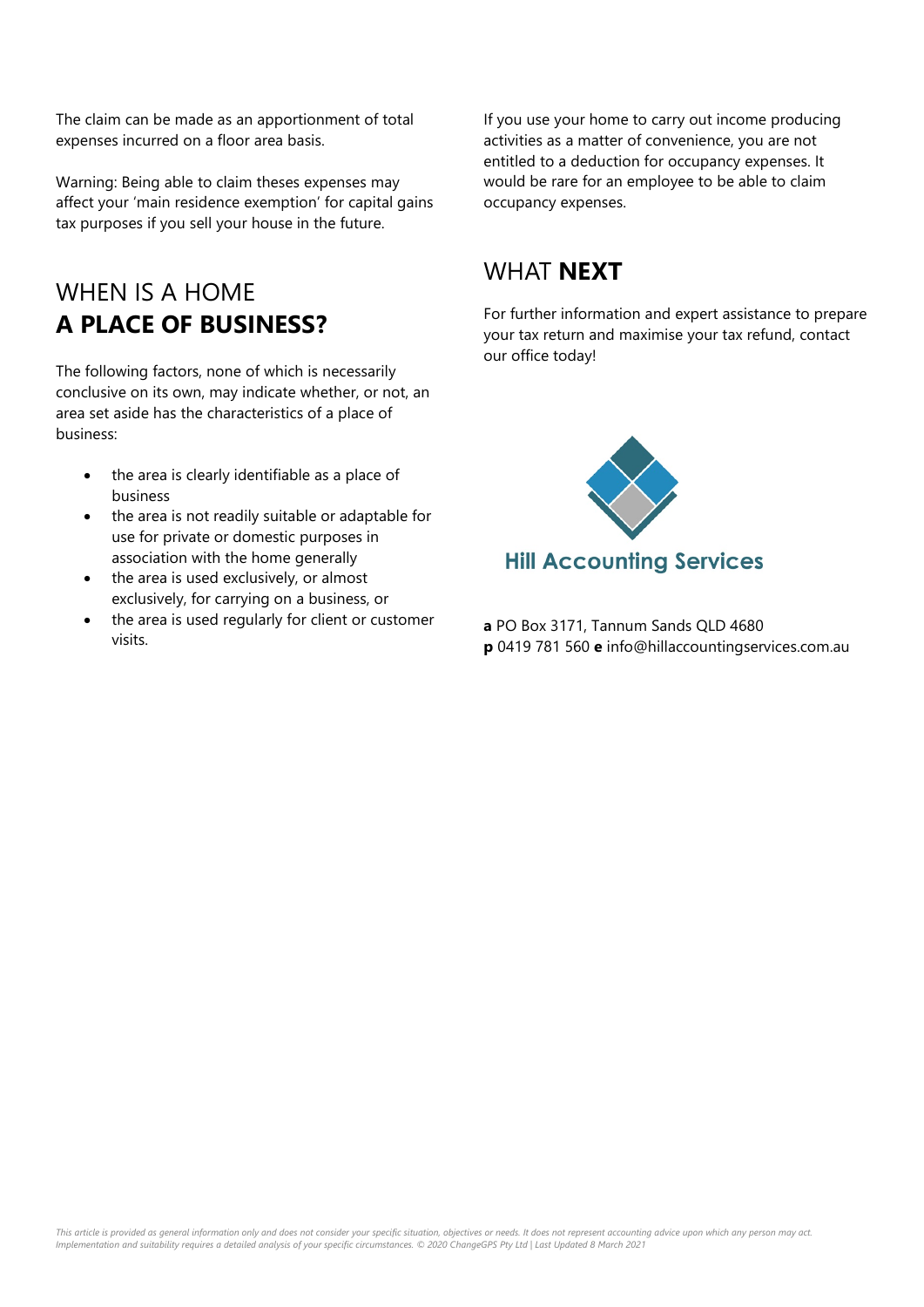The claim can be made as an apportionment of total expenses incurred on a floor area basis.

Warning: Being able to claim theses expenses may affect your 'main residence exemption' for capital gains tax purposes if you sell your house in the future.

## WHEN IS A HOME **A PLACE OF BUSINESS?**

The following factors, none of which is necessarily conclusive on its own, may indicate whether, or not, an area set aside has the characteristics of a place of business:

- the area is clearly identifiable as a place of business
- the area is not readily suitable or adaptable for use for private or domestic purposes in association with the home generally
- the area is used exclusively, or almost exclusively, for carrying on a business, or
- the area is used regularly for client or customer visits.

If you use your home to carry out income producing activities as a matter of convenience, you are not entitled to a deduction for occupancy expenses. It would be rare for an employee to be able to claim occupancy expenses.

## WHAT **NEXT**

For further information and expert assistance to prepare your tax return and maximise your tax refund, contact our office today!

Hill Accounting Services

**a** PO Box 3171, Tannum Sands QLD 4680
**p** 0419 781 560 **e** info@hillaccountingservices.com.au

*This article is provided as general information only and does not consider your specific situation, objectives or needs. It does not represent accounting advice upon which any person may act. Implementation and suitability requires a detailed analysis of your specific circumstances. © 2020 ChangeGPS Pty Ltd | Last Updated 8 March 2021*